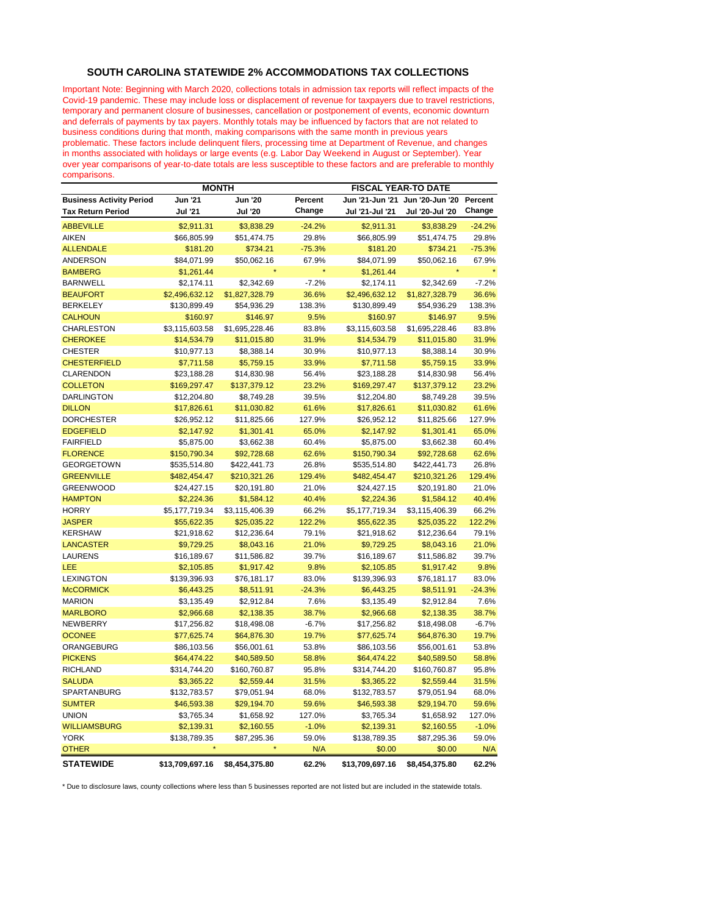## SOUTH CAROLINA STATEWIDE 2% ACCOMMODATIONS TAX COLLECTIONS

Important Note: Beginning with March 2020, collections totals in admission tax reports will reflect impacts of the Covid-19 pandemic. These may include loss or displacement of revenue for taxpayers due to travel restrictions, temporary and permanent closure of businesses, cancellation or postponement of events, economic downturn and deferrals of payments by tax payers. Monthly totals may be influenced by factors that are not related to business conditions during that month, making comparisons with the same month in previous years problematic. These factors include delinquent filers, processing time at Department of Revenue, and changes in months associated with holidays or large events (e.g. Labor Day Weekend in August or September). Year over year comparisons of year-to-date totals are less susceptible to these factors and are preferable to monthly comparisons.

| | MONTH | | | FISCAL YEAR-TO DATE | | |
|---|---|---|---|---|---|---|
| **Business Activity Period** | **Jun '21** | **Jun '20** | **Percent** | **Jun '21-Jun '21** | **Jun '20-Jun '20** | **Percent** |
| **Tax Return Period** | **Jul '21** | **Jul '20** | **Change** | **Jul '21-Jul '21** | **Jul '20-Jul '20** | **Change** |
| ABBEVILLE | $2,911.31 | $3,838.29 | -24.2% | $2,911.31 | $3,838.29 | -24.2% |
| AIKEN | $66,805.99 | $51,474.75 | 29.8% | $66,805.99 | $51,474.75 | 29.8% |
| ALLENDALE | $181.20 | $734.21 | -75.3% | $181.20 | $734.21 | -75.3% |
| ANDERSON | $84,071.99 | $50,062.16 | 67.9% | $84,071.99 | $50,062.16 | 67.9% |
| BAMBERG | $1,261.44 | * | * | $1,261.44 | * | * |
| BARNWELL | $2,174.11 | $2,342.69 | -7.2% | $2,174.11 | $2,342.69 | -7.2% |
| BEAUFORT | $2,496,632.12 | $1,827,328.79 | 36.6% | $2,496,632.12 | $1,827,328.79 | 36.6% |
| BERKELEY | $130,899.49 | $54,936.29 | 138.3% | $130,899.49 | $54,936.29 | 138.3% |
| CALHOUN | $160.97 | $146.97 | 9.5% | $160.97 | $146.97 | 9.5% |
| CHARLESTON | $3,115,603.58 | $1,695,228.46 | 83.8% | $3,115,603.58 | $1,695,228.46 | 83.8% |
| CHEROKEE | $14,534.79 | $11,015.80 | 31.9% | $14,534.79 | $11,015.80 | 31.9% |
| CHESTER | $10,977.13 | $8,388.14 | 30.9% | $10,977.13 | $8,388.14 | 30.9% |
| CHESTERFIELD | $7,711.58 | $5,759.15 | 33.9% | $7,711.58 | $5,759.15 | 33.9% |
| CLARENDON | $23,188.28 | $14,830.98 | 56.4% | $23,188.28 | $14,830.98 | 56.4% |
| COLLETON | $169,297.47 | $137,379.12 | 23.2% | $169,297.47 | $137,379.12 | 23.2% |
| DARLINGTON | $12,204.80 | $8,749.28 | 39.5% | $12,204.80 | $8,749.28 | 39.5% |
| DILLON | $17,826.61 | $11,030.82 | 61.6% | $17,826.61 | $11,030.82 | 61.6% |
| DORCHESTER | $26,952.12 | $11,825.66 | 127.9% | $26,952.12 | $11,825.66 | 127.9% |
| EDGEFIELD | $2,147.92 | $1,301.41 | 65.0% | $2,147.92 | $1,301.41 | 65.0% |
| FAIRFIELD | $5,875.00 | $3,662.38 | 60.4% | $5,875.00 | $3,662.38 | 60.4% |
| FLORENCE | $150,790.34 | $92,728.68 | 62.6% | $150,790.34 | $92,728.68 | 62.6% |
| GEORGETOWN | $535,514.80 | $422,441.73 | 26.8% | $535,514.80 | $422,441.73 | 26.8% |
| GREENVILLE | $482,454.47 | $210,321.26 | 129.4% | $482,454.47 | $210,321.26 | 129.4% |
| GREENWOOD | $24,427.15 | $20,191.80 | 21.0% | $24,427.15 | $20,191.80 | 21.0% |
| HAMPTON | $2,224.36 | $1,584.12 | 40.4% | $2,224.36 | $1,584.12 | 40.4% |
| HORRY | $5,177,719.34 | $3,115,406.39 | 66.2% | $5,177,719.34 | $3,115,406.39 | 66.2% |
| JASPER | $55,622.35 | $25,035.22 | 122.2% | $55,622.35 | $25,035.22 | 122.2% |
| KERSHAW | $21,918.62 | $12,236.64 | 79.1% | $21,918.62 | $12,236.64 | 79.1% |
| LANCASTER | $9,729.25 | $8,043.16 | 21.0% | $9,729.25 | $8,043.16 | 21.0% |
| LAURENS | $16,189.67 | $11,586.82 | 39.7% | $16,189.67 | $11,586.82 | 39.7% |
| LEE | $2,105.85 | $1,917.42 | 9.8% | $2,105.85 | $1,917.42 | 9.8% |
| LEXINGTON | $139,396.93 | $76,181.17 | 83.0% | $139,396.93 | $76,181.17 | 83.0% |
| McCORMICK | $6,443.25 | $8,511.91 | -24.3% | $6,443.25 | $8,511.91 | -24.3% |
| MARION | $3,135.49 | $2,912.84 | 7.6% | $3,135.49 | $2,912.84 | 7.6% |
| MARLBORO | $2,966.68 | $2,138.35 | 38.7% | $2,966.68 | $2,138.35 | 38.7% |
| NEWBERRY | $17,256.82 | $18,498.08 | -6.7% | $17,256.82 | $18,498.08 | -6.7% |
| OCONEE | $77,625.74 | $64,876.30 | 19.7% | $77,625.74 | $64,876.30 | 19.7% |
| ORANGEBURG | $86,103.56 | $56,001.61 | 53.8% | $86,103.56 | $56,001.61 | 53.8% |
| PICKENS | $64,474.22 | $40,589.50 | 58.8% | $64,474.22 | $40,589.50 | 58.8% |
| RICHLAND | $314,744.20 | $160,760.87 | 95.8% | $314,744.20 | $160,760.87 | 95.8% |
| SALUDA | $3,365.22 | $2,559.44 | 31.5% | $3,365.22 | $2,559.44 | 31.5% |
| SPARTANBURG | $132,783.57 | $79,051.94 | 68.0% | $132,783.57 | $79,051.94 | 68.0% |
| SUMTER | $46,593.38 | $29,194.70 | 59.6% | $46,593.38 | $29,194.70 | 59.6% |
| UNION | $3,765.34 | $1,658.92 | 127.0% | $3,765.34 | $1,658.92 | 127.0% |
| WILLIAMSBURG | $2,139.31 | $2,160.55 | -1.0% | $2,139.31 | $2,160.55 | -1.0% |
| YORK | $138,789.35 | $87,295.36 | 59.0% | $138,789.35 | $87,295.36 | 59.0% |
| OTHER | * | * | N/A | $0.00 | $0.00 | N/A |
| **STATEWIDE** | **$13,709,697.16** | **$8,454,375.80** | **62.2%** | **$13,709,697.16** | **$8,454,375.80** | **62.2%** |

* Due to disclosure laws, county collections where less than 5 businesses reported are not listed but are included in the statewide totals.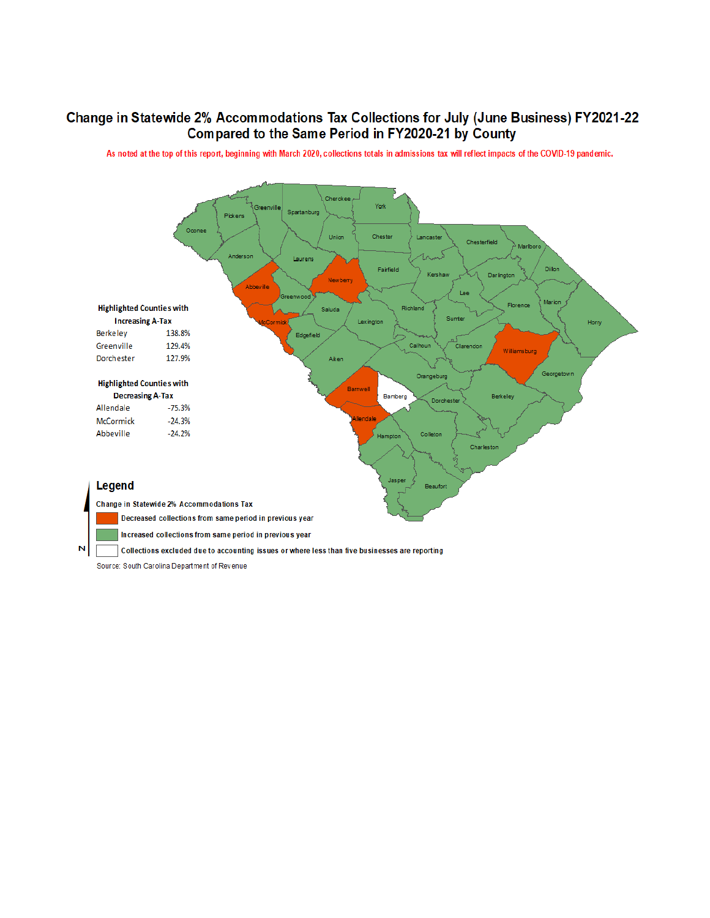# Change in Statewide 2% Accommodations Tax Collections for July (June Business) FY2021-22 Compared to the Same Period in FY2020-21 by County

As noted at the top of this report, beginning with March 2020, collections totals in admissions tax will reflect impacts of the COVID-19 pandemic.

**Highlighted Counties with Increasing A-Tax**

| | |
|---|---|
| Berkeley | 138.8% |
| Greenville | 129.4% |
| Dorchester | 127.9% |

**Highlighted Counties with Decreasing A-Tax**

| | |
|---|---|
| Allendale | -75.3% |
| McCormick | -24.3% |
| Abbeville | -24.2% |

Oconee
Pickens
Greenville
Spartanburg
Cherokee
York
Anderson
Laurens
Union
Chester
Lancaster
Chesterfield
Marlboro
Abbeville
Greenwood
Newberry
Fairfield
Kershaw
Darlington
Dillon
McCormick
Saluda
Lexington
Richland
Lee
Florence
Marion
Horry
Edgefield
Sumter
Calhoun
Clarendon
Williamsburg
Aiken
Orangeburg
Georgetown
Barnwell
Bamberg
Dorchester
Berkeley
Allendale
Hampton
Colleton
Charleston
Jasper
Beaufort

N

## Legend

Change in Statewide 2% Accommodations Tax

- Decreased collections from same period in previous year
- Increased collections from same period in previous year
- Collections excluded due to accounting issues or where less than five businesses are reporting

Source: South Carolina Department of Revenue